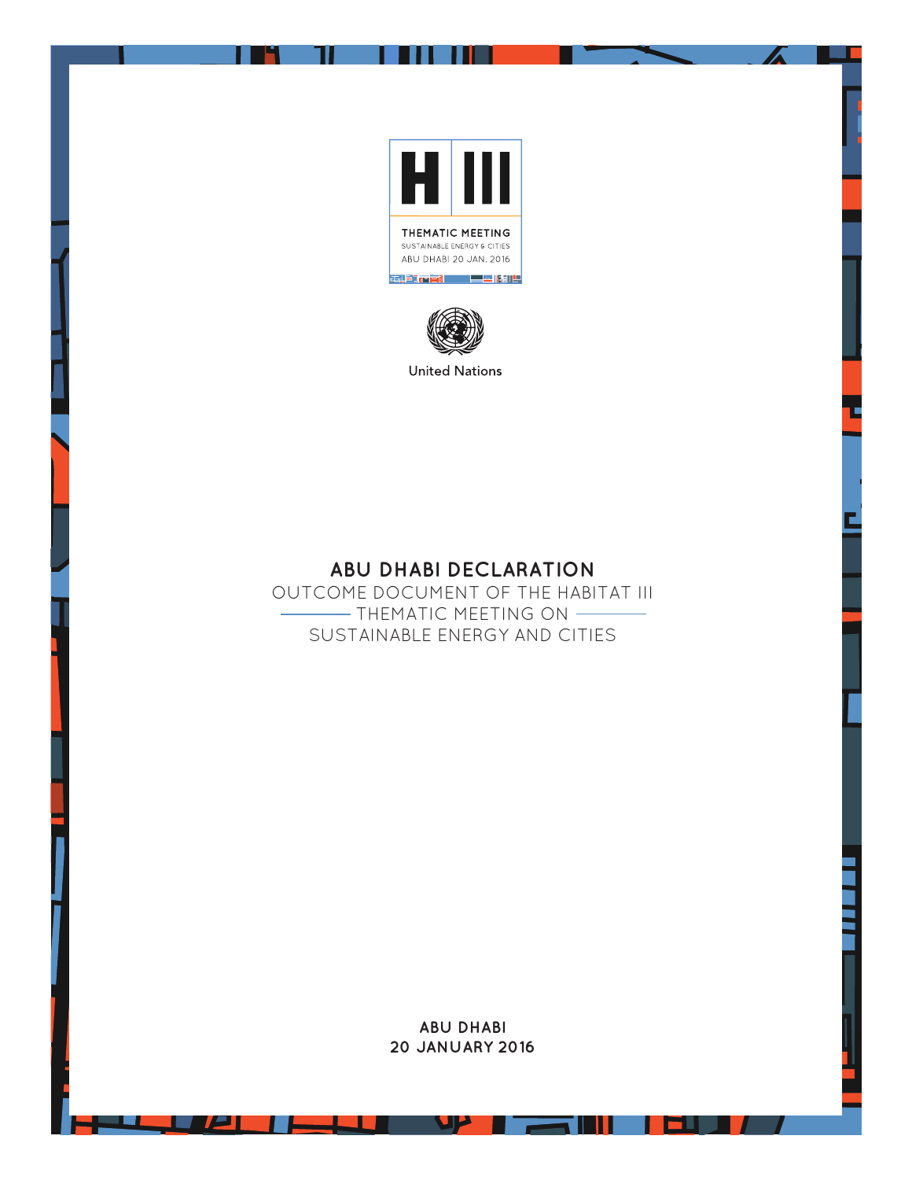THEMATIC MEETING
SUSTAINABLE ENERGY & CITIES
ABU DHABI 20 JAN. 2016

United Nations

# ABU DHABI DECLARATION

OUTCOME DOCUMENT OF THE HABITAT III THEMATIC MEETING ON SUSTAINABLE ENERGY AND CITIES

**ABU DHABI**
**20 JANUARY 2016**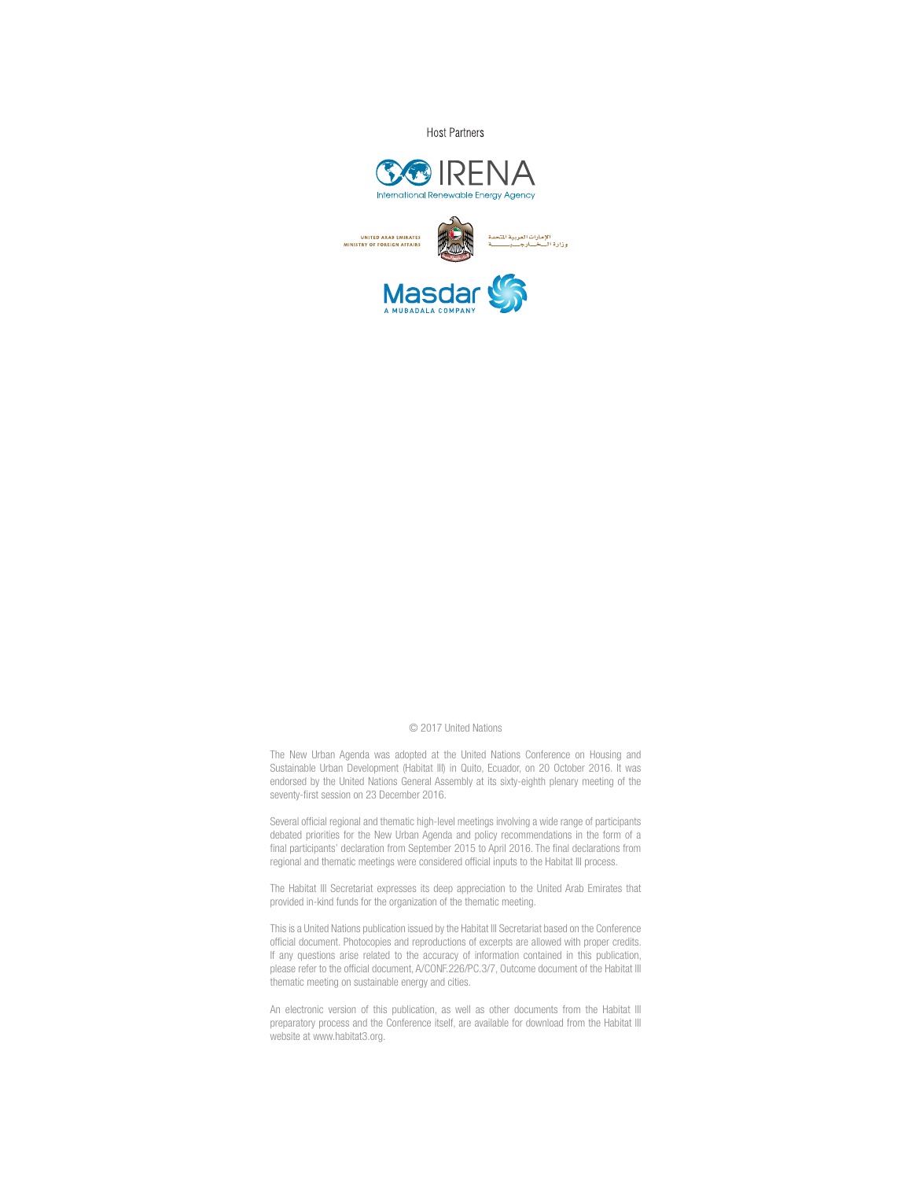Host Partners

IRENA

International Renewable Energy Agency

UNITED ARAB EMIRATES
MINISTRY OF FOREIGN AFFAIRS

الإمارات العربية المتحدة
وزارة الخارجية

Masdar

A MUBADALA COMPANY

© 2017 United Nations

The New Urban Agenda was adopted at the United Nations Conference on Housing and Sustainable Urban Development (Habitat III) in Quito, Ecuador, on 20 October 2016. It was endorsed by the United Nations General Assembly at its sixty-eighth plenary meeting of the seventy-first session on 23 December 2016.

Several official regional and thematic high-level meetings involving a wide range of participants debated priorities for the New Urban Agenda and policy recommendations in the form of a final participants' declaration from September 2015 to April 2016. The final declarations from regional and thematic meetings were considered official inputs to the Habitat III process.

The Habitat III Secretariat expresses its deep appreciation to the United Arab Emirates that provided in-kind funds for the organization of the thematic meeting.

This is a United Nations publication issued by the Habitat III Secretariat based on the Conference official document. Photocopies and reproductions of excerpts are allowed with proper credits. If any questions arise related to the accuracy of information contained in this publication, please refer to the official document, A/CONF.226/PC.3/7, Outcome document of the Habitat III thematic meeting on sustainable energy and cities.

An electronic version of this publication, as well as other documents from the Habitat III preparatory process and the Conference itself, are available for download from the Habitat III website at www.habitat3.org.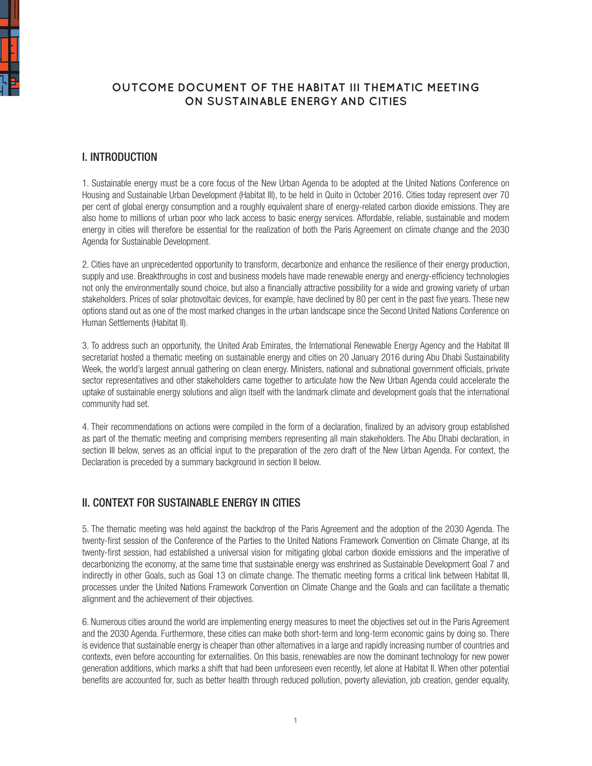# OUTCOME DOCUMENT OF THE HABITAT III THEMATIC MEETING ON SUSTAINABLE ENERGY AND CITIES

## I. INTRODUCTION

1. Sustainable energy must be a core focus of the New Urban Agenda to be adopted at the United Nations Conference on Housing and Sustainable Urban Development (Habitat III), to be held in Quito in October 2016. Cities today represent over 70 per cent of global energy consumption and a roughly equivalent share of energy-related carbon dioxide emissions. They are also home to millions of urban poor who lack access to basic energy services. Affordable, reliable, sustainable and modern energy in cities will therefore be essential for the realization of both the Paris Agreement on climate change and the 2030 Agenda for Sustainable Development.

2. Cities have an unprecedented opportunity to transform, decarbonize and enhance the resilience of their energy production, supply and use. Breakthroughs in cost and business models have made renewable energy and energy-efficiency technologies not only the environmentally sound choice, but also a financially attractive possibility for a wide and growing variety of urban stakeholders. Prices of solar photovoltaic devices, for example, have declined by 80 per cent in the past five years. These new options stand out as one of the most marked changes in the urban landscape since the Second United Nations Conference on Human Settlements (Habitat II).

3. To address such an opportunity, the United Arab Emirates, the International Renewable Energy Agency and the Habitat III secretariat hosted a thematic meeting on sustainable energy and cities on 20 January 2016 during Abu Dhabi Sustainability Week, the world's largest annual gathering on clean energy. Ministers, national and subnational government officials, private sector representatives and other stakeholders came together to articulate how the New Urban Agenda could accelerate the uptake of sustainable energy solutions and align itself with the landmark climate and development goals that the international community had set.

4. Their recommendations on actions were compiled in the form of a declaration, finalized by an advisory group established as part of the thematic meeting and comprising members representing all main stakeholders. The Abu Dhabi declaration, in section III below, serves as an official input to the preparation of the zero draft of the New Urban Agenda. For context, the Declaration is preceded by a summary background in section II below.

## II. CONTEXT FOR SUSTAINABLE ENERGY IN CITIES

5. The thematic meeting was held against the backdrop of the Paris Agreement and the adoption of the 2030 Agenda. The twenty-first session of the Conference of the Parties to the United Nations Framework Convention on Climate Change, at its twenty-first session, had established a universal vision for mitigating global carbon dioxide emissions and the imperative of decarbonizing the economy, at the same time that sustainable energy was enshrined as Sustainable Development Goal 7 and indirectly in other Goals, such as Goal 13 on climate change. The thematic meeting forms a critical link between Habitat III, processes under the United Nations Framework Convention on Climate Change and the Goals and can facilitate a thematic alignment and the achievement of their objectives.

6. Numerous cities around the world are implementing energy measures to meet the objectives set out in the Paris Agreement and the 2030 Agenda. Furthermore, these cities can make both short-term and long-term economic gains by doing so. There is evidence that sustainable energy is cheaper than other alternatives in a large and rapidly increasing number of countries and contexts, even before accounting for externalities. On this basis, renewables are now the dominant technology for new power generation additions, which marks a shift that had been unforeseen even recently, let alone at Habitat II. When other potential benefits are accounted for, such as better health through reduced pollution, poverty alleviation, job creation, gender equality,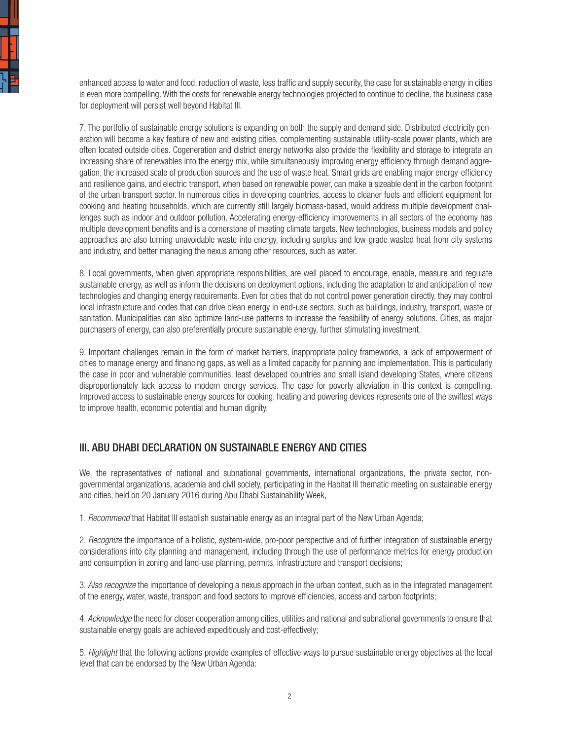enhanced access to water and food, reduction of waste, less traffic and supply security, the case for sustainable energy in cities is even more compelling. With the costs for renewable energy technologies projected to continue to decline, the business case for deployment will persist well beyond Habitat III.

7. The portfolio of sustainable energy solutions is expanding on both the supply and demand side. Distributed electricity generation will become a key feature of new and existing cities, complementing sustainable utility-scale power plants, which are often located outside cities. Cogeneration and district energy networks also provide the flexibility and storage to integrate an increasing share of renewables into the energy mix, while simultaneously improving energy efficiency through demand aggregation, the increased scale of production sources and the use of waste heat. Smart grids are enabling major energy-efficiency and resilience gains, and electric transport, when based on renewable power, can make a sizeable dent in the carbon footprint of the urban transport sector. In numerous cities in developing countries, access to cleaner fuels and efficient equipment for cooking and heating households, which are currently still largely biomass-based, would address multiple development challenges such as indoor and outdoor pollution. Accelerating energy-efficiency improvements in all sectors of the economy has multiple development benefits and is a cornerstone of meeting climate targets. New technologies, business models and policy approaches are also turning unavoidable waste into energy, including surplus and low-grade wasted heat from city systems and industry, and better managing the nexus among other resources, such as water.

8. Local governments, when given appropriate responsibilities, are well placed to encourage, enable, measure and regulate sustainable energy, as well as inform the decisions on deployment options, including the adaptation to and anticipation of new technologies and changing energy requirements. Even for cities that do not control power generation directly, they may control local infrastructure and codes that can drive clean energy in end-use sectors, such as buildings, industry, transport, waste or sanitation. Municipalities can also optimize land-use patterns to increase the feasibility of energy solutions. Cities, as major purchasers of energy, can also preferentially procure sustainable energy, further stimulating investment.

9. Important challenges remain in the form of market barriers, inappropriate policy frameworks, a lack of empowerment of cities to manage energy and financing gaps, as well as a limited capacity for planning and implementation. This is particularly the case in poor and vulnerable communities, least developed countries and small island developing States, where citizens disproportionately lack access to modern energy services. The case for poverty alleviation in this context is compelling. Improved access to sustainable energy sources for cooking, heating and powering devices represents one of the swiftest ways to improve health, economic potential and human dignity.

## III. ABU DHABI DECLARATION ON SUSTAINABLE ENERGY AND CITIES

We, the representatives of national and subnational governments, international organizations, the private sector, non-governmental organizations, academia and civil society, participating in the Habitat III thematic meeting on sustainable energy and cities, held on 20 January 2016 during Abu Dhabi Sustainability Week,

1. *Recommend* that Habitat III establish sustainable energy as an integral part of the New Urban Agenda;

2. *Recognize* the importance of a holistic, system-wide, pro-poor perspective and of further integration of sustainable energy considerations into city planning and management, including through the use of performance metrics for energy production and consumption in zoning and land-use planning, permits, infrastructure and transport decisions;

3. *Also recognize* the importance of developing a nexus approach in the urban context, such as in the integrated management of the energy, water, waste, transport and food sectors to improve efficiencies, access and carbon footprints;

4. *Acknowledge* the need for closer cooperation among cities, utilities and national and subnational governments to ensure that sustainable energy goals are achieved expeditiously and cost-effectively;

5. *Highlight* that the following actions provide examples of effective ways to pursue sustainable energy objectives at the local level that can be endorsed by the New Urban Agenda: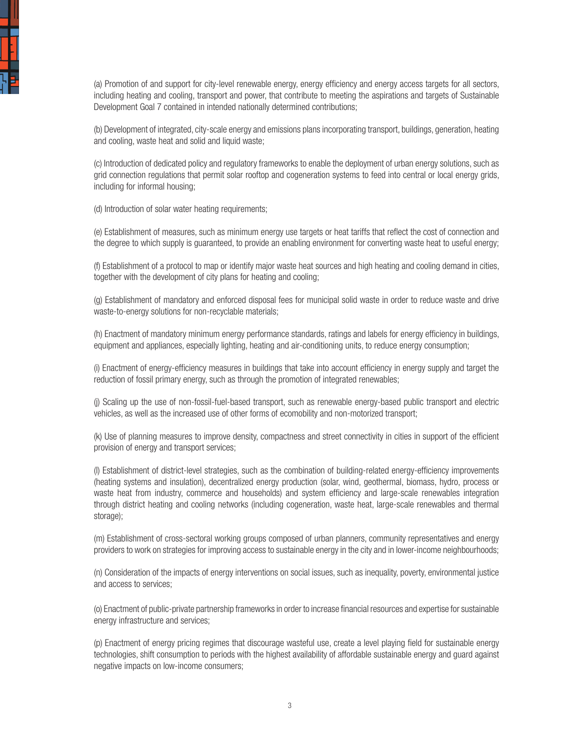(a) Promotion of and support for city-level renewable energy, energy efficiency and energy access targets for all sectors, including heating and cooling, transport and power, that contribute to meeting the aspirations and targets of Sustainable Development Goal 7 contained in intended nationally determined contributions;

(b) Development of integrated, city-scale energy and emissions plans incorporating transport, buildings, generation, heating and cooling, waste heat and solid and liquid waste;

(c) Introduction of dedicated policy and regulatory frameworks to enable the deployment of urban energy solutions, such as grid connection regulations that permit solar rooftop and cogeneration systems to feed into central or local energy grids, including for informal housing;

(d) Introduction of solar water heating requirements;

(e) Establishment of measures, such as minimum energy use targets or heat tariffs that reflect the cost of connection and the degree to which supply is guaranteed, to provide an enabling environment for converting waste heat to useful energy;

(f) Establishment of a protocol to map or identify major waste heat sources and high heating and cooling demand in cities, together with the development of city plans for heating and cooling;

(g) Establishment of mandatory and enforced disposal fees for municipal solid waste in order to reduce waste and drive waste-to-energy solutions for non-recyclable materials;

(h) Enactment of mandatory minimum energy performance standards, ratings and labels for energy efficiency in buildings, equipment and appliances, especially lighting, heating and air-conditioning units, to reduce energy consumption;

(i) Enactment of energy-efficiency measures in buildings that take into account efficiency in energy supply and target the reduction of fossil primary energy, such as through the promotion of integrated renewables;

(j) Scaling up the use of non-fossil-fuel-based transport, such as renewable energy-based public transport and electric vehicles, as well as the increased use of other forms of ecomobility and non-motorized transport;

(k) Use of planning measures to improve density, compactness and street connectivity in cities in support of the efficient provision of energy and transport services;

(l) Establishment of district-level strategies, such as the combination of building-related energy-efficiency improvements (heating systems and insulation), decentralized energy production (solar, wind, geothermal, biomass, hydro, process or waste heat from industry, commerce and households) and system efficiency and large-scale renewables integration through district heating and cooling networks (including cogeneration, waste heat, large-scale renewables and thermal storage);

(m) Establishment of cross-sectoral working groups composed of urban planners, community representatives and energy providers to work on strategies for improving access to sustainable energy in the city and in lower-income neighbourhoods;

(n) Consideration of the impacts of energy interventions on social issues, such as inequality, poverty, environmental justice and access to services;

(o) Enactment of public-private partnership frameworks in order to increase financial resources and expertise for sustainable energy infrastructure and services;

(p) Enactment of energy pricing regimes that discourage wasteful use, create a level playing field for sustainable energy technologies, shift consumption to periods with the highest availability of affordable sustainable energy and guard against negative impacts on low-income consumers;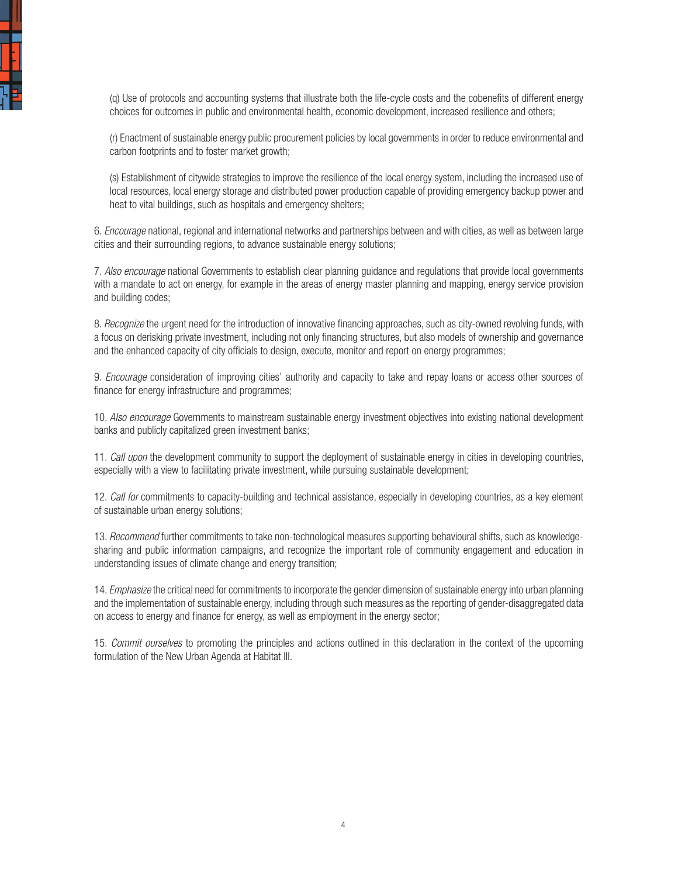(q) Use of protocols and accounting systems that illustrate both the life-cycle costs and the cobenefits of different energy choices for outcomes in public and environmental health, economic development, increased resilience and others;

(r) Enactment of sustainable energy public procurement policies by local governments in order to reduce environmental and carbon footprints and to foster market growth;

(s) Establishment of citywide strategies to improve the resilience of the local energy system, including the increased use of local resources, local energy storage and distributed power production capable of providing emergency backup power and heat to vital buildings, such as hospitals and emergency shelters;

6. *Encourage* national, regional and international networks and partnerships between and with cities, as well as between large cities and their surrounding regions, to advance sustainable energy solutions;

7. *Also encourage* national Governments to establish clear planning guidance and regulations that provide local governments with a mandate to act on energy, for example in the areas of energy master planning and mapping, energy service provision and building codes;

8. *Recognize* the urgent need for the introduction of innovative financing approaches, such as city-owned revolving funds, with a focus on derisking private investment, including not only financing structures, but also models of ownership and governance and the enhanced capacity of city officials to design, execute, monitor and report on energy programmes;

9. *Encourage* consideration of improving cities' authority and capacity to take and repay loans or access other sources of finance for energy infrastructure and programmes;

10. *Also encourage* Governments to mainstream sustainable energy investment objectives into existing national development banks and publicly capitalized green investment banks;

11. *Call upon* the development community to support the deployment of sustainable energy in cities in developing countries, especially with a view to facilitating private investment, while pursuing sustainable development;

12. *Call for* commitments to capacity-building and technical assistance, especially in developing countries, as a key element of sustainable urban energy solutions;

13. *Recommend* further commitments to take non-technological measures supporting behavioural shifts, such as knowledge-sharing and public information campaigns, and recognize the important role of community engagement and education in understanding issues of climate change and energy transition;

14. *Emphasize* the critical need for commitments to incorporate the gender dimension of sustainable energy into urban planning and the implementation of sustainable energy, including through such measures as the reporting of gender-disaggregated data on access to energy and finance for energy, as well as employment in the energy sector;

15. *Commit ourselves* to promoting the principles and actions outlined in this declaration in the context of the upcoming formulation of the New Urban Agenda at Habitat III.